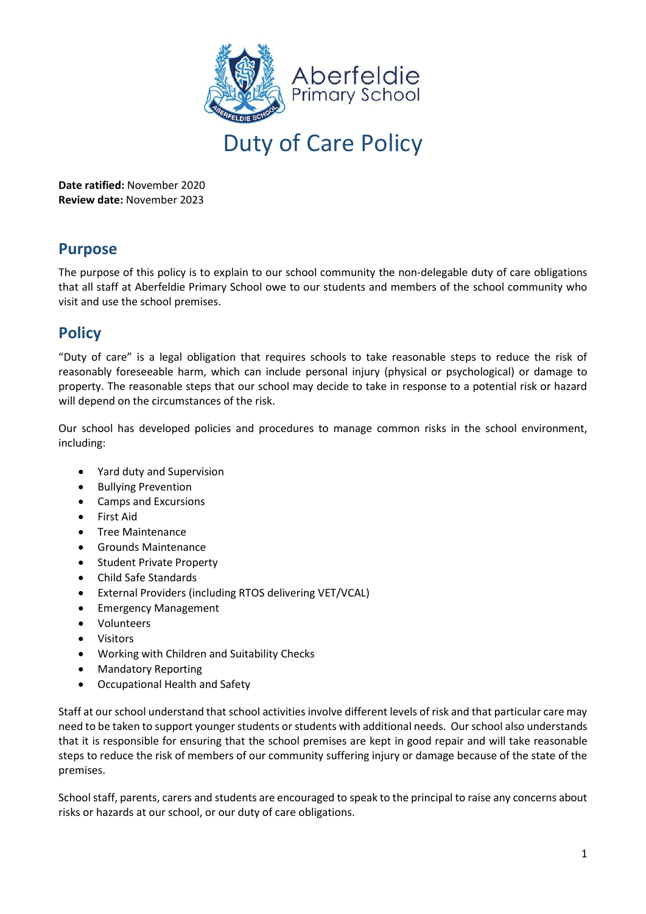Aberfeldie Primary School

# Duty of Care Policy

**Date ratified:** November 2020
**Review date:** November 2023

## Purpose

The purpose of this policy is to explain to our school community the non-delegable duty of care obligations that all staff at Aberfeldie Primary School owe to our students and members of the school community who visit and use the school premises.

## Policy

"Duty of care" is a legal obligation that requires schools to take reasonable steps to reduce the risk of reasonably foreseeable harm, which can include personal injury (physical or psychological) or damage to property. The reasonable steps that our school may decide to take in response to a potential risk or hazard will depend on the circumstances of the risk.

Our school has developed policies and procedures to manage common risks in the school environment, including:

- Yard duty and Supervision
- Bullying Prevention
- Camps and Excursions
- First Aid
- Tree Maintenance
- Grounds Maintenance
- Student Private Property
- Child Safe Standards
- External Providers (including RTOS delivering VET/VCAL)
- Emergency Management
- Volunteers
- Visitors
- Working with Children and Suitability Checks
- Mandatory Reporting
- Occupational Health and Safety

Staff at our school understand that school activities involve different levels of risk and that particular care may need to be taken to support younger students or students with additional needs. Our school also understands that it is responsible for ensuring that the school premises are kept in good repair and will take reasonable steps to reduce the risk of members of our community suffering injury or damage because of the state of the premises.

School staff, parents, carers and students are encouraged to speak to the principal to raise any concerns about risks or hazards at our school, or our duty of care obligations.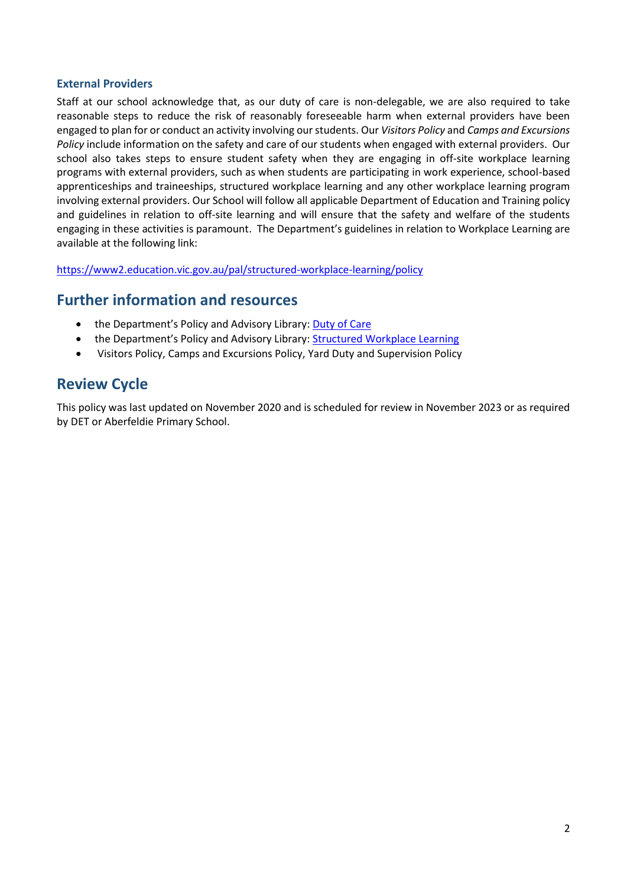### External Providers

Staff at our school acknowledge that, as our duty of care is non-delegable, we are also required to take reasonable steps to reduce the risk of reasonably foreseeable harm when external providers have been engaged to plan for or conduct an activity involving our students. Our *Visitors Policy* and *Camps and Excursions Policy* include information on the safety and care of our students when engaged with external providers. Our school also takes steps to ensure student safety when they are engaging in off-site workplace learning programs with external providers, such as when students are participating in work experience, school-based apprenticeships and traineeships, structured workplace learning and any other workplace learning program involving external providers. Our School will follow all applicable Department of Education and Training policy and guidelines in relation to off-site learning and will ensure that the safety and welfare of the students engaging in these activities is paramount. The Department's guidelines in relation to Workplace Learning are available at the following link:

https://www2.education.vic.gov.au/pal/structured-workplace-learning/policy

## Further information and resources

- the Department's Policy and Advisory Library: Duty of Care
- the Department's Policy and Advisory Library: Structured Workplace Learning
- Visitors Policy, Camps and Excursions Policy, Yard Duty and Supervision Policy

## Review Cycle

This policy was last updated on November 2020 and is scheduled for review in November 2023 or as required by DET or Aberfeldie Primary School.